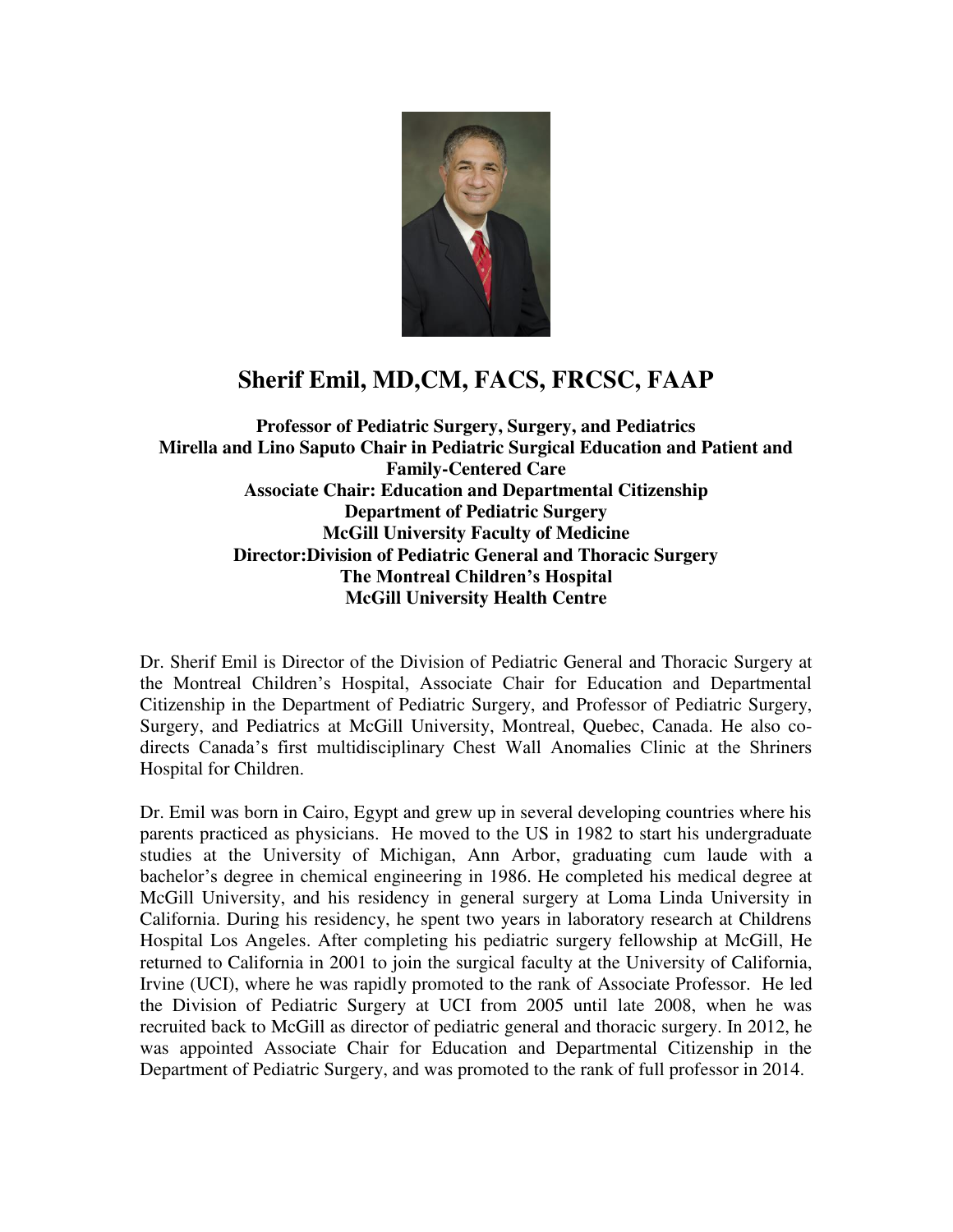# Sherif Emil, MD,CM, FACS, FRCSC, FAAP

**Professor of Pediatric Surgery, Surgery, and Pediatrics**
**Mirella and Lino Saputo Chair in Pediatric Surgical Education and Patient and Family-Centered Care**
**Associate Chair: Education and Departmental Citizenship**
**Department of Pediatric Surgery**
**McGill University Faculty of Medicine**
**Director:Division of Pediatric General and Thoracic Surgery**
**The Montreal Children's Hospital**
**McGill University Health Centre**

Dr. Sherif Emil is Director of the Division of Pediatric General and Thoracic Surgery at the Montreal Children's Hospital, Associate Chair for Education and Departmental Citizenship in the Department of Pediatric Surgery, and Professor of Pediatric Surgery, Surgery, and Pediatrics at McGill University, Montreal, Quebec, Canada. He also co-directs Canada's first multidisciplinary Chest Wall Anomalies Clinic at the Shriners Hospital for Children.

Dr. Emil was born in Cairo, Egypt and grew up in several developing countries where his parents practiced as physicians. He moved to the US in 1982 to start his undergraduate studies at the University of Michigan, Ann Arbor, graduating cum laude with a bachelor's degree in chemical engineering in 1986. He completed his medical degree at McGill University, and his residency in general surgery at Loma Linda University in California. During his residency, he spent two years in laboratory research at Childrens Hospital Los Angeles. After completing his pediatric surgery fellowship at McGill, He returned to California in 2001 to join the surgical faculty at the University of California, Irvine (UCI), where he was rapidly promoted to the rank of Associate Professor. He led the Division of Pediatric Surgery at UCI from 2005 until late 2008, when he was recruited back to McGill as director of pediatric general and thoracic surgery. In 2012, he was appointed Associate Chair for Education and Departmental Citizenship in the Department of Pediatric Surgery, and was promoted to the rank of full professor in 2014.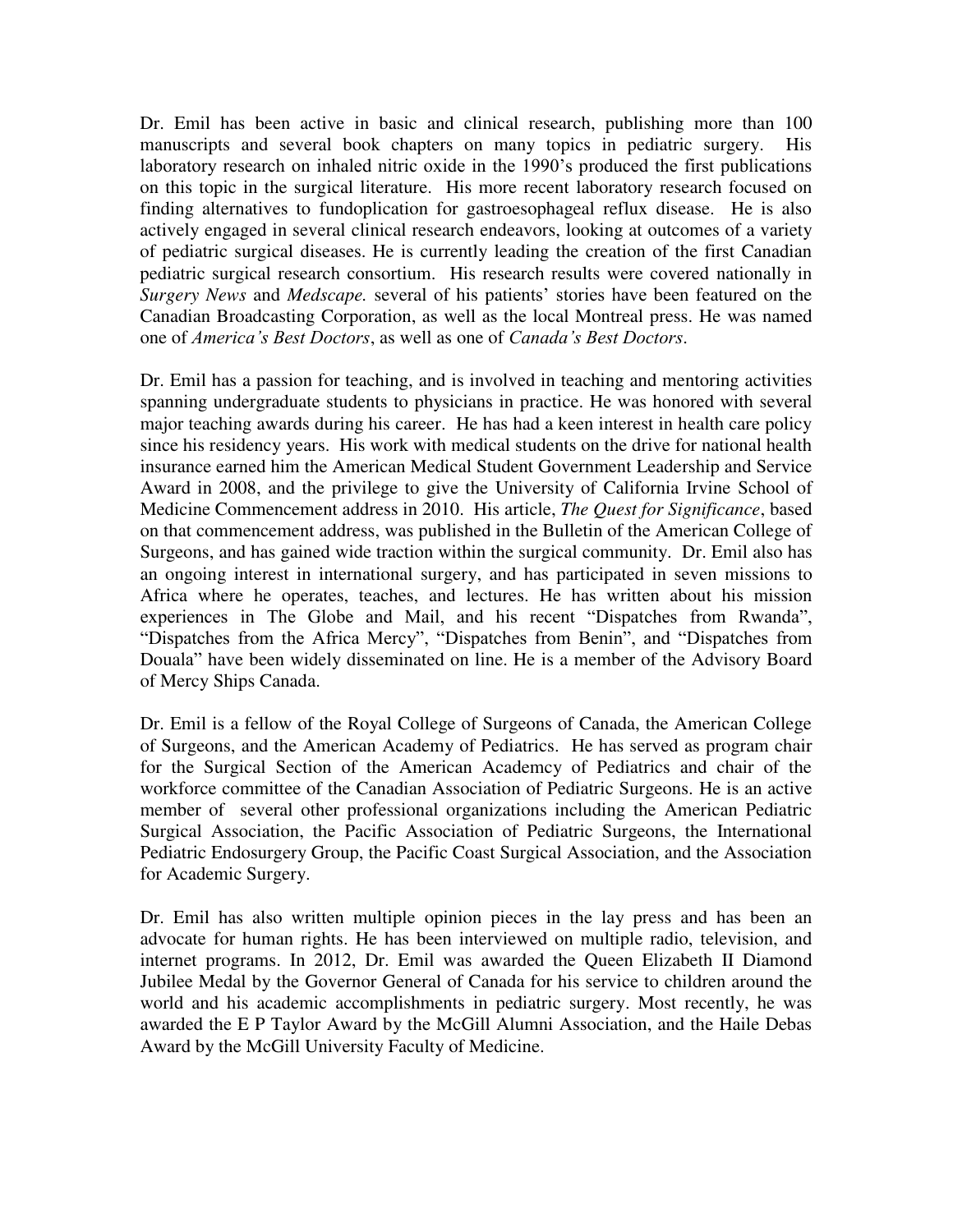Dr. Emil has been active in basic and clinical research, publishing more than 100 manuscripts and several book chapters on many topics in pediatric surgery. His laboratory research on inhaled nitric oxide in the 1990's produced the first publications on this topic in the surgical literature. His more recent laboratory research focused on finding alternatives to fundoplication for gastroesophageal reflux disease. He is also actively engaged in several clinical research endeavors, looking at outcomes of a variety of pediatric surgical diseases. He is currently leading the creation of the first Canadian pediatric surgical research consortium. His research results were covered nationally in *Surgery News* and *Medscape.* several of his patients' stories have been featured on the Canadian Broadcasting Corporation, as well as the local Montreal press. He was named one of *America's Best Doctors*, as well as one of *Canada's Best Doctors*.

Dr. Emil has a passion for teaching, and is involved in teaching and mentoring activities spanning undergraduate students to physicians in practice. He was honored with several major teaching awards during his career. He has had a keen interest in health care policy since his residency years. His work with medical students on the drive for national health insurance earned him the American Medical Student Government Leadership and Service Award in 2008, and the privilege to give the University of California Irvine School of Medicine Commencement address in 2010. His article, *The Quest for Significance*, based on that commencement address, was published in the Bulletin of the American College of Surgeons, and has gained wide traction within the surgical community. Dr. Emil also has an ongoing interest in international surgery, and has participated in seven missions to Africa where he operates, teaches, and lectures. He has written about his mission experiences in The Globe and Mail, and his recent "Dispatches from Rwanda", "Dispatches from the Africa Mercy", "Dispatches from Benin", and "Dispatches from Douala" have been widely disseminated on line. He is a member of the Advisory Board of Mercy Ships Canada.

Dr. Emil is a fellow of the Royal College of Surgeons of Canada, the American College of Surgeons, and the American Academy of Pediatrics. He has served as program chair for the Surgical Section of the American Academcy of Pediatrics and chair of the workforce committee of the Canadian Association of Pediatric Surgeons. He is an active member of several other professional organizations including the American Pediatric Surgical Association, the Pacific Association of Pediatric Surgeons, the International Pediatric Endosurgery Group, the Pacific Coast Surgical Association, and the Association for Academic Surgery.

Dr. Emil has also written multiple opinion pieces in the lay press and has been an advocate for human rights. He has been interviewed on multiple radio, television, and internet programs. In 2012, Dr. Emil was awarded the Queen Elizabeth II Diamond Jubilee Medal by the Governor General of Canada for his service to children around the world and his academic accomplishments in pediatric surgery. Most recently, he was awarded the E P Taylor Award by the McGill Alumni Association, and the Haile Debas Award by the McGill University Faculty of Medicine.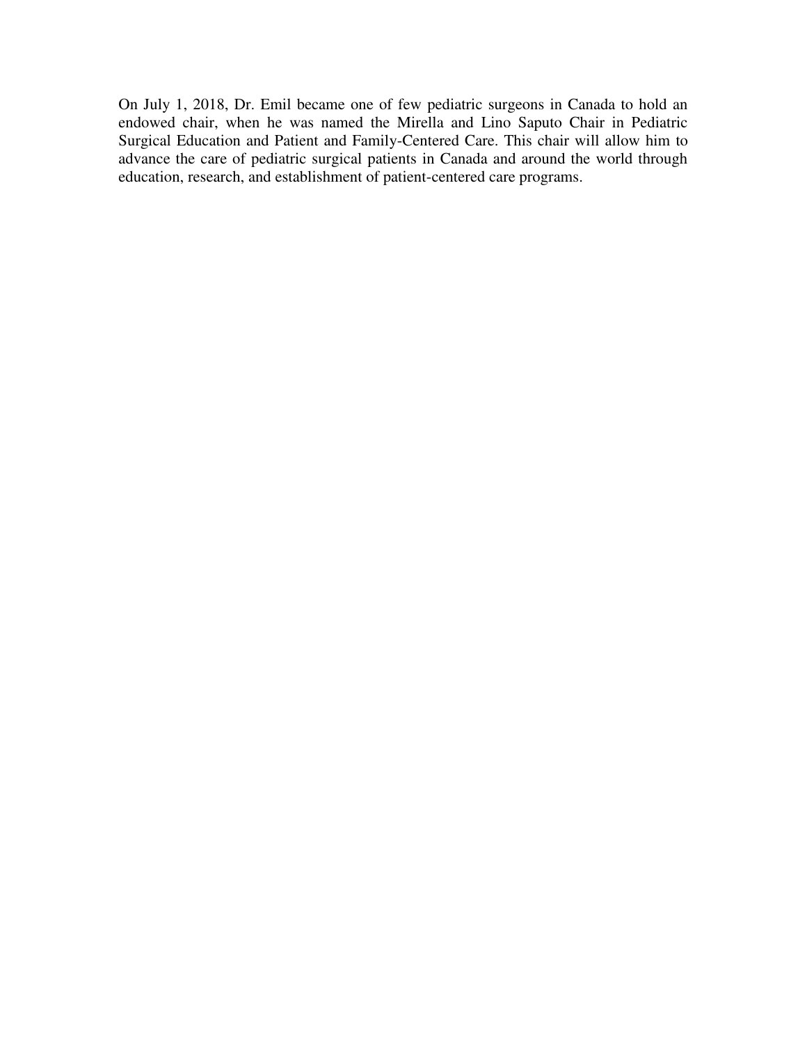On July 1, 2018, Dr. Emil became one of few pediatric surgeons in Canada to hold an endowed chair, when he was named the Mirella and Lino Saputo Chair in Pediatric Surgical Education and Patient and Family-Centered Care. This chair will allow him to advance the care of pediatric surgical patients in Canada and around the world through education, research, and establishment of patient-centered care programs.